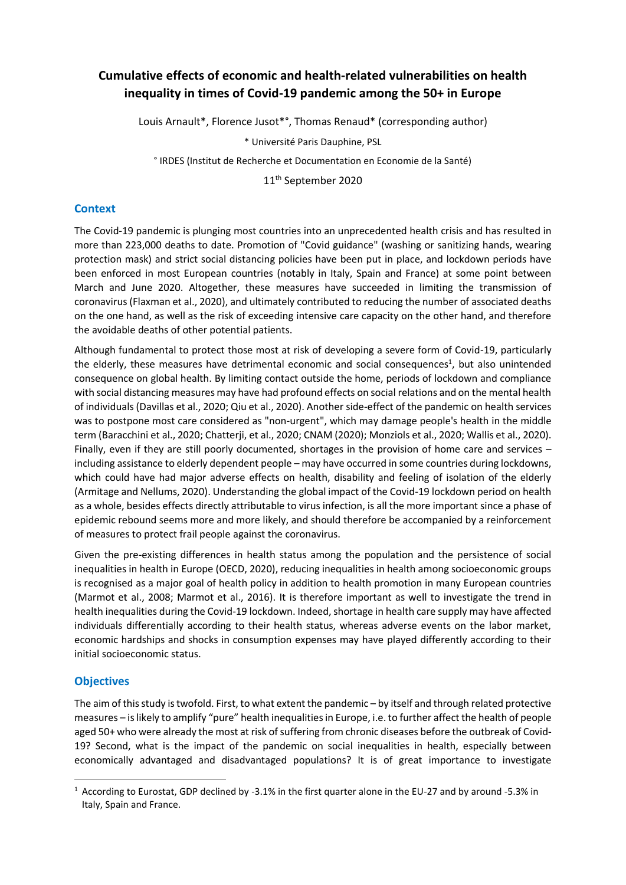# Cumulative effects of economic and health-related vulnerabilities on health inequality in times of Covid-19 pandemic among the 50+ in Europe

Louis Arnault*, Florence Jusot*°, Thomas Renaud* (corresponding author)

* Université Paris Dauphine, PSL

° IRDES (Institut de Recherche et Documentation en Economie de la Santé)

11th September 2020

## Context

The Covid-19 pandemic is plunging most countries into an unprecedented health crisis and has resulted in more than 223,000 deaths to date. Promotion of "Covid guidance" (washing or sanitizing hands, wearing protection mask) and strict social distancing policies have been put in place, and lockdown periods have been enforced in most European countries (notably in Italy, Spain and France) at some point between March and June 2020. Altogether, these measures have succeeded in limiting the transmission of coronavirus (Flaxman et al., 2020), and ultimately contributed to reducing the number of associated deaths on the one hand, as well as the risk of exceeding intensive care capacity on the other hand, and therefore the avoidable deaths of other potential patients.

Although fundamental to protect those most at risk of developing a severe form of Covid-19, particularly the elderly, these measures have detrimental economic and social consequences[1], but also unintended consequence on global health. By limiting contact outside the home, periods of lockdown and compliance with social distancing measures may have had profound effects on social relations and on the mental health of individuals (Davillas et al., 2020; Qiu et al., 2020). Another side-effect of the pandemic on health services was to postpone most care considered as "non-urgent", which may damage people's health in the middle term (Baracchini et al., 2020; Chatterji, et al., 2020; CNAM (2020); Monziols et al., 2020; Wallis et al., 2020). Finally, even if they are still poorly documented, shortages in the provision of home care and services – including assistance to elderly dependent people – may have occurred in some countries during lockdowns, which could have had major adverse effects on health, disability and feeling of isolation of the elderly (Armitage and Nellums, 2020). Understanding the global impact of the Covid-19 lockdown period on health as a whole, besides effects directly attributable to virus infection, is all the more important since a phase of epidemic rebound seems more and more likely, and should therefore be accompanied by a reinforcement of measures to protect frail people against the coronavirus.

Given the pre-existing differences in health status among the population and the persistence of social inequalities in health in Europe (OECD, 2020), reducing inequalities in health among socioeconomic groups is recognised as a major goal of health policy in addition to health promotion in many European countries (Marmot et al., 2008; Marmot et al., 2016). It is therefore important as well to investigate the trend in health inequalities during the Covid-19 lockdown. Indeed, shortage in health care supply may have affected individuals differentially according to their health status, whereas adverse events on the labor market, economic hardships and shocks in consumption expenses may have played differently according to their initial socioeconomic status.

## Objectives

The aim of this study is twofold. First, to what extent the pandemic – by itself and through related protective measures – is likely to amplify "pure" health inequalities in Europe, i.e. to further affect the health of people aged 50+ who were already the most at risk of suffering from chronic diseases before the outbreak of Covid-19? Second, what is the impact of the pandemic on social inequalities in health, especially between economically advantaged and disadvantaged populations? It is of great importance to investigate

[1] According to Eurostat, GDP declined by -3.1% in the first quarter alone in the EU-27 and by around -5.3% in Italy, Spain and France.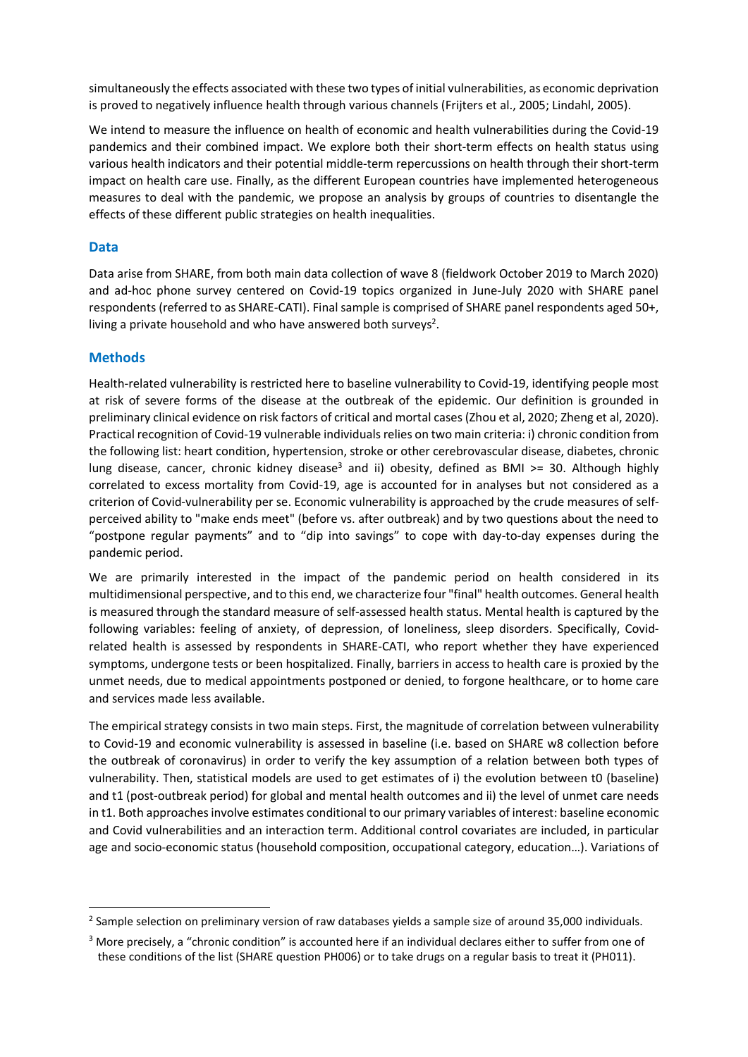simultaneously the effects associated with these two types of initial vulnerabilities, as economic deprivation is proved to negatively influence health through various channels (Frijters et al., 2005; Lindahl, 2005).

We intend to measure the influence on health of economic and health vulnerabilities during the Covid-19 pandemics and their combined impact. We explore both their short-term effects on health status using various health indicators and their potential middle-term repercussions on health through their short-term impact on health care use. Finally, as the different European countries have implemented heterogeneous measures to deal with the pandemic, we propose an analysis by groups of countries to disentangle the effects of these different public strategies on health inequalities.

## Data

Data arise from SHARE, from both main data collection of wave 8 (fieldwork October 2019 to March 2020) and ad-hoc phone survey centered on Covid-19 topics organized in June-July 2020 with SHARE panel respondents (referred to as SHARE-CATI). Final sample is comprised of SHARE panel respondents aged 50+, living a private household and who have answered both surveys[2].

## Methods

Health-related vulnerability is restricted here to baseline vulnerability to Covid-19, identifying people most at risk of severe forms of the disease at the outbreak of the epidemic. Our definition is grounded in preliminary clinical evidence on risk factors of critical and mortal cases (Zhou et al, 2020; Zheng et al, 2020). Practical recognition of Covid-19 vulnerable individuals relies on two main criteria: i) chronic condition from the following list: heart condition, hypertension, stroke or other cerebrovascular disease, diabetes, chronic lung disease, cancer, chronic kidney disease[3] and ii) obesity, defined as BMI >= 30. Although highly correlated to excess mortality from Covid-19, age is accounted for in analyses but not considered as a criterion of Covid-vulnerability per se. Economic vulnerability is approached by the crude measures of self-perceived ability to "make ends meet" (before vs. after outbreak) and by two questions about the need to "postpone regular payments" and to "dip into savings" to cope with day-to-day expenses during the pandemic period.

We are primarily interested in the impact of the pandemic period on health considered in its multidimensional perspective, and to this end, we characterize four "final" health outcomes. General health is measured through the standard measure of self-assessed health status. Mental health is captured by the following variables: feeling of anxiety, of depression, of loneliness, sleep disorders. Specifically, Covid-related health is assessed by respondents in SHARE-CATI, who report whether they have experienced symptoms, undergone tests or been hospitalized. Finally, barriers in access to health care is proxied by the unmet needs, due to medical appointments postponed or denied, to forgone healthcare, or to home care and services made less available.

The empirical strategy consists in two main steps. First, the magnitude of correlation between vulnerability to Covid-19 and economic vulnerability is assessed in baseline (i.e. based on SHARE w8 collection before the outbreak of coronavirus) in order to verify the key assumption of a relation between both types of vulnerability. Then, statistical models are used to get estimates of i) the evolution between t0 (baseline) and t1 (post-outbreak period) for global and mental health outcomes and ii) the level of unmet care needs in t1. Both approaches involve estimates conditional to our primary variables of interest: baseline economic and Covid vulnerabilities and an interaction term. Additional control covariates are included, in particular age and socio-economic status (household composition, occupational category, education…). Variations of

---

[2] Sample selection on preliminary version of raw databases yields a sample size of around 35,000 individuals.

[3] More precisely, a "chronic condition" is accounted here if an individual declares either to suffer from one of these conditions of the list (SHARE question PH006) or to take drugs on a regular basis to treat it (PH011).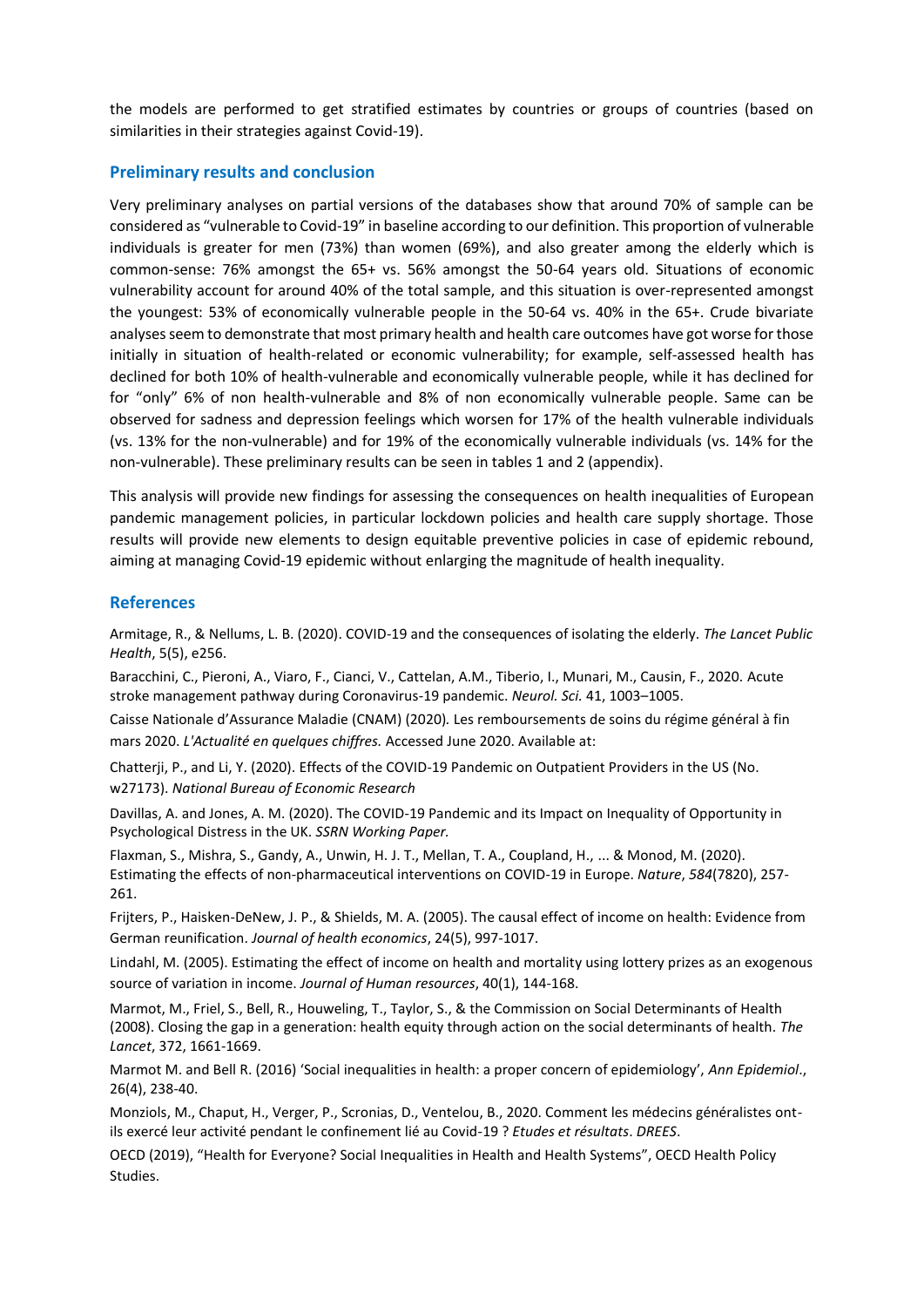the models are performed to get stratified estimates by countries or groups of countries (based on similarities in their strategies against Covid-19).

## Preliminary results and conclusion

Very preliminary analyses on partial versions of the databases show that around 70% of sample can be considered as "vulnerable to Covid-19" in baseline according to our definition. This proportion of vulnerable individuals is greater for men (73%) than women (69%), and also greater among the elderly which is common-sense: 76% amongst the 65+ vs. 56% amongst the 50-64 years old. Situations of economic vulnerability account for around 40% of the total sample, and this situation is over-represented amongst the youngest: 53% of economically vulnerable people in the 50-64 vs. 40% in the 65+. Crude bivariate analyses seem to demonstrate that most primary health and health care outcomes have got worse for those initially in situation of health-related or economic vulnerability; for example, self-assessed health has declined for both 10% of health-vulnerable and economically vulnerable people, while it has declined for for "only" 6% of non health-vulnerable and 8% of non economically vulnerable people. Same can be observed for sadness and depression feelings which worsen for 17% of the health vulnerable individuals (vs. 13% for the non-vulnerable) and for 19% of the economically vulnerable individuals (vs. 14% for the non-vulnerable). These preliminary results can be seen in tables 1 and 2 (appendix).

This analysis will provide new findings for assessing the consequences on health inequalities of European pandemic management policies, in particular lockdown policies and health care supply shortage. Those results will provide new elements to design equitable preventive policies in case of epidemic rebound, aiming at managing Covid-19 epidemic without enlarging the magnitude of health inequality.

## References

Armitage, R., & Nellums, L. B. (2020). COVID-19 and the consequences of isolating the elderly. *The Lancet Public Health*, 5(5), e256.

Baracchini, C., Pieroni, A., Viaro, F., Cianci, V., Cattelan, A.M., Tiberio, I., Munari, M., Causin, F., 2020. Acute stroke management pathway during Coronavirus-19 pandemic. *Neurol. Sci.* 41, 1003–1005.

Caisse Nationale d'Assurance Maladie (CNAM) (2020). Les remboursements de soins du régime général à fin mars 2020. *L'Actualité en quelques chiffres.* Accessed June 2020. Available at:

Chatterji, P., and Li, Y. (2020). Effects of the COVID-19 Pandemic on Outpatient Providers in the US (No. w27173). *National Bureau of Economic Research*

Davillas, A. and Jones, A. M. (2020). The COVID-19 Pandemic and its Impact on Inequality of Opportunity in Psychological Distress in the UK. *SSRN Working Paper.*

Flaxman, S., Mishra, S., Gandy, A., Unwin, H. J. T., Mellan, T. A., Coupland, H., ... & Monod, M. (2020). Estimating the effects of non-pharmaceutical interventions on COVID-19 in Europe. *Nature*, *584*(7820), 257-261.

Frijters, P., Haisken-DeNew, J. P., & Shields, M. A. (2005). The causal effect of income on health: Evidence from German reunification. *Journal of health economics*, 24(5), 997-1017.

Lindahl, M. (2005). Estimating the effect of income on health and mortality using lottery prizes as an exogenous source of variation in income. *Journal of Human resources*, 40(1), 144-168.

Marmot, M., Friel, S., Bell, R., Houweling, T., Taylor, S., & the Commission on Social Determinants of Health (2008). Closing the gap in a generation: health equity through action on the social determinants of health. *The Lancet*, 372, 1661-1669.

Marmot M. and Bell R. (2016) 'Social inequalities in health: a proper concern of epidemiology', *Ann Epidemiol*., 26(4), 238-40.

Monziols, M., Chaput, H., Verger, P., Scronias, D., Ventelou, B., 2020. Comment les médecins généralistes ont-ils exercé leur activité pendant le confinement lié au Covid-19 ? *Etudes et résultats*. *DREES*.

OECD (2019), "Health for Everyone? Social Inequalities in Health and Health Systems", OECD Health Policy Studies.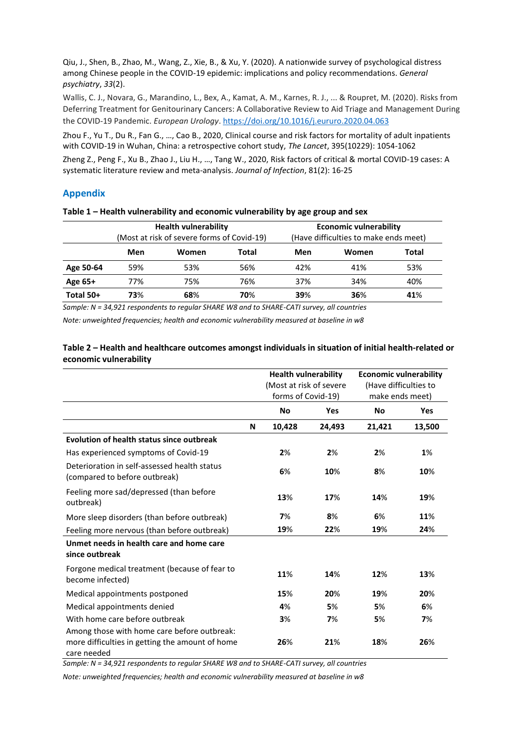Qiu, J., Shen, B., Zhao, M., Wang, Z., Xie, B., & Xu, Y. (2020). A nationwide survey of psychological distress among Chinese people in the COVID-19 epidemic: implications and policy recommendations. *General psychiatry*, *33*(2).

Wallis, C. J., Novara, G., Marandino, L., Bex, A., Kamat, A. M., Karnes, R. J., ... & Roupret, M. (2020). Risks from Deferring Treatment for Genitourinary Cancers: A Collaborative Review to Aid Triage and Management During the COVID-19 Pandemic. *European Urology*. https://doi.org/10.1016/j.eururo.2020.04.063

Zhou F., Yu T., Du R., Fan G., …, Cao B., 2020, Clinical course and risk factors for mortality of adult inpatients with COVID-19 in Wuhan, China: a retrospective cohort study, *The Lancet*, 395(10229): 1054-1062

Zheng Z., Peng F., Xu B., Zhao J., Liu H., …, Tang W., 2020, Risk factors of critical & mortal COVID-19 cases: A systematic literature review and meta-analysis. *Journal of Infection*, 81(2): 16-25

## Appendix

**Table 1 – Health vulnerability and economic vulnerability by age group and sex**

| | Health vulnerability (Most at risk of severe forms of Covid-19) | | | Economic vulnerability (Have difficulties to make ends meet) | | |
|---|---|---|---|---|---|---|
| | **Men** | **Women** | **Total** | **Men** | **Women** | **Total** |
| **Age 50-64** | 59% | 53% | 56% | 42% | 41% | 53% |
| **Age 65+** | 77% | 75% | 76% | 37% | 34% | 40% |
| **Total 50+** | **73**% | **68**% | **70**% | **39**% | **36**% | **41**% |

*Sample: N = 34,921 respondents to regular SHARE W8 and to SHARE-CATI survey, all countries*

*Note: unweighted frequencies; health and economic vulnerability measured at baseline in w8*

**Table 2 – Health and healthcare outcomes amongst individuals in situation of initial health-related or economic vulnerability**

| | | Health vulnerability (Most at risk of severe forms of Covid-19) | | Economic vulnerability (Have difficulties to make ends meet) | |
|---|---|---|---|---|---|
| | | **No** | **Yes** | **No** | **Yes** |
| | **N** | **10,428** | **24,493** | **21,421** | **13,500** |
| **Evolution of health status since outbreak** | | | | | |
| Has experienced symptoms of Covid-19 | | **2**% | **2**% | **2**% | **1**% |
| Deterioration in self-assessed health status (compared to before outbreak) | | **6**% | **10**% | **8**% | **10**% |
| Feeling more sad/depressed (than before outbreak) | | **13**% | **17**% | **14**% | **19**% |
| More sleep disorders (than before outbreak) | | **7**% | **8**% | **6**% | **11**% |
| Feeling more nervous (than before outbreak) | | **19**% | **22**% | **19**% | **24**% |
| **Unmet needs in health care and home care since outbreak** | | | | | |
| Forgone medical treatment (because of fear to become infected) | | **11**% | **14**% | **12**% | **13**% |
| Medical appointments postponed | | **15**% | **20**% | **19**% | **20**% |
| Medical appointments denied | | **4**% | **5**% | **5**% | **6**% |
| With home care before outbreak | | **3**% | **7**% | **5**% | **7**% |
| Among those with home care before outbreak: more difficulties in getting the amount of home care needed | | **26**% | **21**% | **18**% | **26**% |

*Sample: N = 34,921 respondents to regular SHARE W8 and to SHARE-CATI survey, all countries*

*Note: unweighted frequencies; health and economic vulnerability measured at baseline in w8*